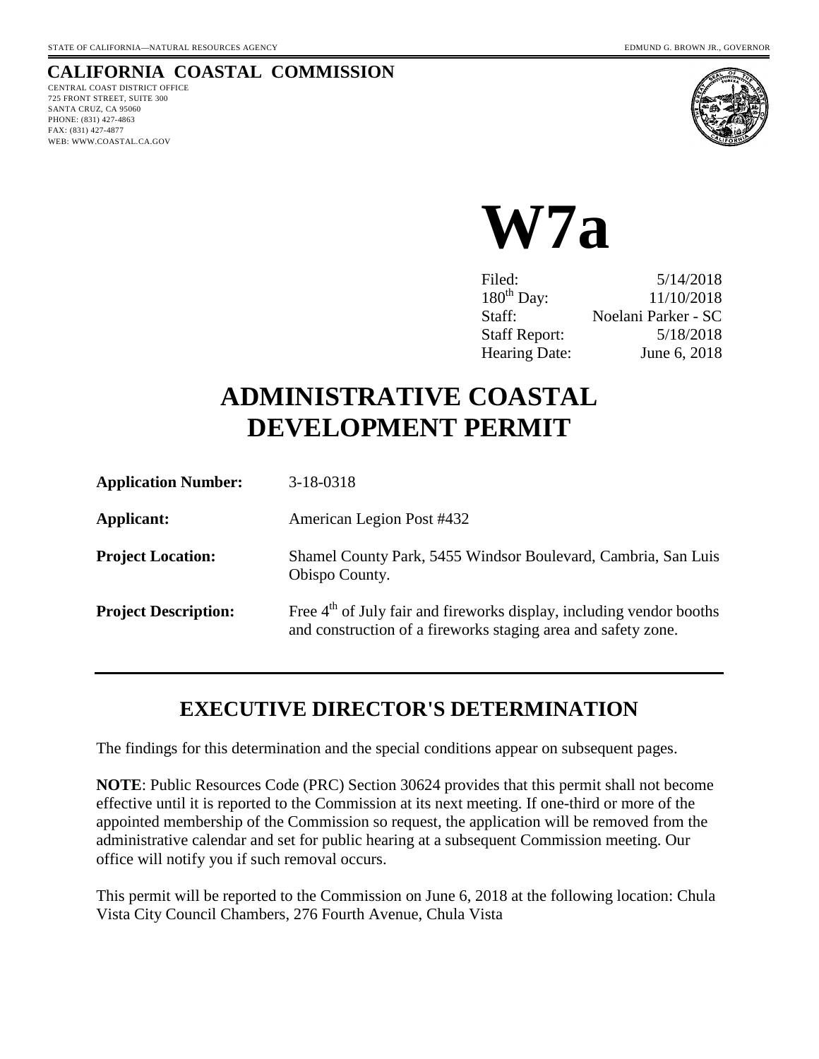STATE OF CALIFORNIA—NATURAL RESOURCES AGENCY

EDMUND G. BROWN JR., GOVERNOR

**CALIFORNIA COASTAL COMMISSION**

CENTRAL COAST DISTRICT OFFICE
725 FRONT STREET, SUITE 300
SANTA CRUZ, CA 95060
PHONE: (831) 427-4863
FAX: (831) 427-4877
WEB: WWW.COASTAL.CA.GOV

# W7a

| | |
|---|---|
| Filed: | 5/14/2018 |
| $180^{th}$ Day: | 11/10/2018 |
| Staff: | Noelani Parker - SC |
| Staff Report: | 5/18/2018 |
| Hearing Date: | June 6, 2018 |

# ADMINISTRATIVE COASTAL DEVELOPMENT PERMIT

| | |
|---|---|
| **Application Number:** | 3-18-0318 |
| **Applicant:** | American Legion Post #432 |
| **Project Location:** | Shamel County Park, 5455 Windsor Boulevard, Cambria, San Luis Obispo County. |
| **Project Description:** | Free $4^{th}$ of July fair and fireworks display, including vendor booths and construction of a fireworks staging area and safety zone. |

---

## EXECUTIVE DIRECTOR'S DETERMINATION

The findings for this determination and the special conditions appear on subsequent pages.

**NOTE**: Public Resources Code (PRC) Section 30624 provides that this permit shall not become effective until it is reported to the Commission at its next meeting. If one-third or more of the appointed membership of the Commission so request, the application will be removed from the administrative calendar and set for public hearing at a subsequent Commission meeting. Our office will notify you if such removal occurs.

This permit will be reported to the Commission on June 6, 2018 at the following location: Chula Vista City Council Chambers, 276 Fourth Avenue, Chula Vista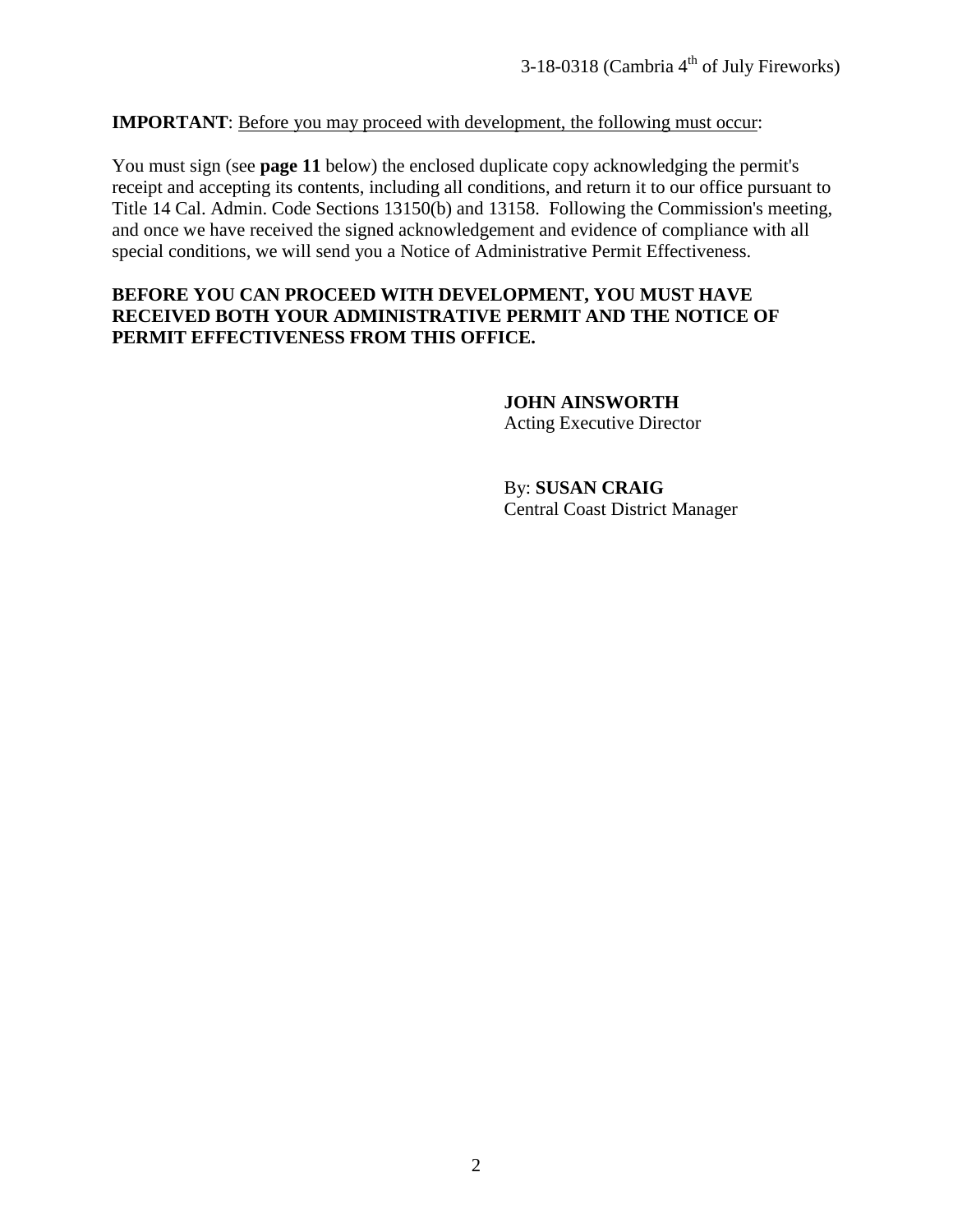**IMPORTANT**: Before you may proceed with development, the following must occur:

You must sign (see **page 11** below) the enclosed duplicate copy acknowledging the permit's receipt and accepting its contents, including all conditions, and return it to our office pursuant to Title 14 Cal. Admin. Code Sections 13150(b) and 13158. Following the Commission's meeting, and once we have received the signed acknowledgement and evidence of compliance with all special conditions, we will send you a Notice of Administrative Permit Effectiveness.

**BEFORE YOU CAN PROCEED WITH DEVELOPMENT, YOU MUST HAVE RECEIVED BOTH YOUR ADMINISTRATIVE PERMIT AND THE NOTICE OF PERMIT EFFECTIVENESS FROM THIS OFFICE.**

**JOHN AINSWORTH**
Acting Executive Director

By: **SUSAN CRAIG**
Central Coast District Manager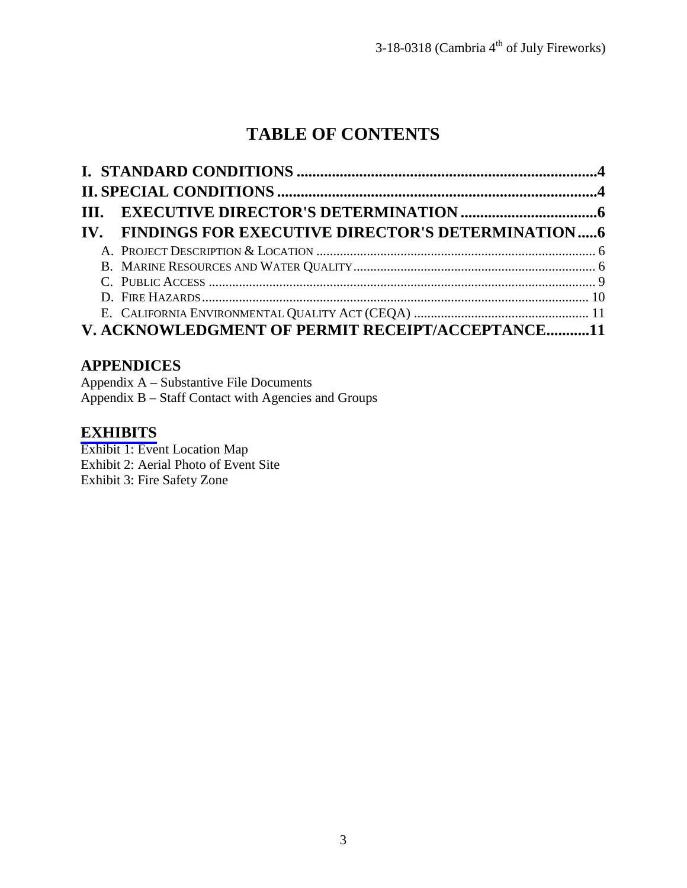# TABLE OF CONTENTS

**I. STANDARD CONDITIONS ..........................................................................4**
**II. SPECIAL CONDITIONS ...............................................................................4**
**III. EXECUTIVE DIRECTOR'S DETERMINATION ....................................6**
**IV. FINDINGS FOR EXECUTIVE DIRECTOR'S DETERMINATION .....6**

A. PROJECT DESCRIPTION & LOCATION ................................................................... 6
B. MARINE RESOURCES AND WATER QUALITY ........................................................ 6
C. PUBLIC ACCESS ................................................................................................. 9
D. FIRE HAZARDS .................................................................................................. 10
E. CALIFORNIA ENVIRONMENTAL QUALITY ACT (CEQA) ......................................... 11

**V. ACKNOWLEDGMENT OF PERMIT RECEIPT/ACCEPTANCE...........11**

## APPENDICES

Appendix A – Substantive File Documents
Appendix B – Staff Contact with Agencies and Groups

## EXHIBITS

Exhibit 1: Event Location Map
Exhibit 2: Aerial Photo of Event Site
Exhibit 3: Fire Safety Zone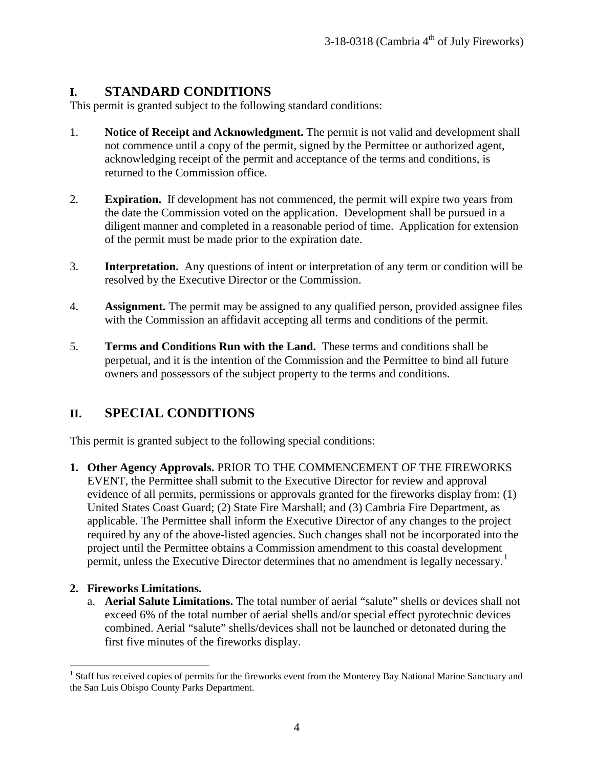## I. STANDARD CONDITIONS

This permit is granted subject to the following standard conditions:

1. **Notice of Receipt and Acknowledgment.** The permit is not valid and development shall not commence until a copy of the permit, signed by the Permittee or authorized agent, acknowledging receipt of the permit and acceptance of the terms and conditions, is returned to the Commission office.

2. **Expiration.** If development has not commenced, the permit will expire two years from the date the Commission voted on the application. Development shall be pursued in a diligent manner and completed in a reasonable period of time. Application for extension of the permit must be made prior to the expiration date.

3. **Interpretation.** Any questions of intent or interpretation of any term or condition will be resolved by the Executive Director or the Commission.

4. **Assignment.** The permit may be assigned to any qualified person, provided assignee files with the Commission an affidavit accepting all terms and conditions of the permit.

5. **Terms and Conditions Run with the Land.** These terms and conditions shall be perpetual, and it is the intention of the Commission and the Permittee to bind all future owners and possessors of the subject property to the terms and conditions.

## II. SPECIAL CONDITIONS

This permit is granted subject to the following special conditions:

1. **Other Agency Approvals.** PRIOR TO THE COMMENCEMENT OF THE FIREWORKS EVENT, the Permittee shall submit to the Executive Director for review and approval evidence of all permits, permissions or approvals granted for the fireworks display from: (1) United States Coast Guard; (2) State Fire Marshall; and (3) Cambria Fire Department, as applicable. The Permittee shall inform the Executive Director of any changes to the project required by any of the above-listed agencies. Such changes shall not be incorporated into the project until the Permittee obtains a Commission amendment to this coastal development permit, unless the Executive Director determines that no amendment is legally necessary.[1]

2. **Fireworks Limitations.**
   a. **Aerial Salute Limitations.** The total number of aerial "salute" shells or devices shall not exceed 6% of the total number of aerial shells and/or special effect pyrotechnic devices combined. Aerial "salute" shells/devices shall not be launched or detonated during the first five minutes of the fireworks display.

[1] Staff has received copies of permits for the fireworks event from the Monterey Bay National Marine Sanctuary and the San Luis Obispo County Parks Department.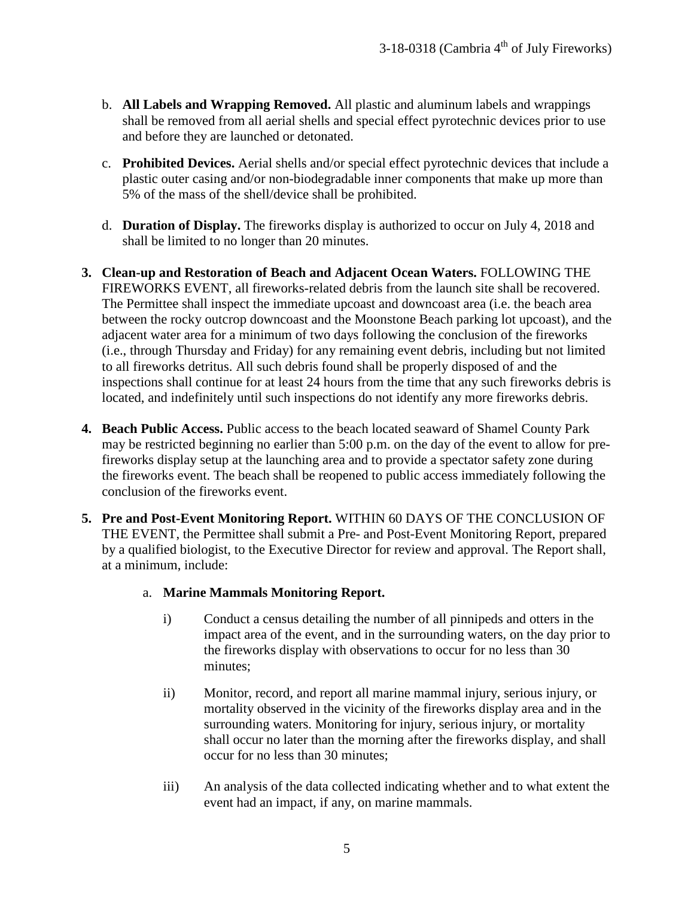b. **All Labels and Wrapping Removed.** All plastic and aluminum labels and wrappings shall be removed from all aerial shells and special effect pyrotechnic devices prior to use and before they are launched or detonated.

c. **Prohibited Devices.** Aerial shells and/or special effect pyrotechnic devices that include a plastic outer casing and/or non-biodegradable inner components that make up more than 5% of the mass of the shell/device shall be prohibited.

d. **Duration of Display.** The fireworks display is authorized to occur on July 4, 2018 and shall be limited to no longer than 20 minutes.

**3. Clean-up and Restoration of Beach and Adjacent Ocean Waters.** FOLLOWING THE FIREWORKS EVENT, all fireworks-related debris from the launch site shall be recovered. The Permittee shall inspect the immediate upcoast and downcoast area (i.e. the beach area between the rocky outcrop downcoast and the Moonstone Beach parking lot upcoast), and the adjacent water area for a minimum of two days following the conclusion of the fireworks (i.e., through Thursday and Friday) for any remaining event debris, including but not limited to all fireworks detritus. All such debris found shall be properly disposed of and the inspections shall continue for at least 24 hours from the time that any such fireworks debris is located, and indefinitely until such inspections do not identify any more fireworks debris.

**4. Beach Public Access.** Public access to the beach located seaward of Shamel County Park may be restricted beginning no earlier than 5:00 p.m. on the day of the event to allow for pre-fireworks display setup at the launching area and to provide a spectator safety zone during the fireworks event. The beach shall be reopened to public access immediately following the conclusion of the fireworks event.

**5. Pre and Post-Event Monitoring Report.** WITHIN 60 DAYS OF THE CONCLUSION OF THE EVENT, the Permittee shall submit a Pre- and Post-Event Monitoring Report, prepared by a qualified biologist, to the Executive Director for review and approval. The Report shall, at a minimum, include:

a. **Marine Mammals Monitoring Report.**

i) Conduct a census detailing the number of all pinnipeds and otters in the impact area of the event, and in the surrounding waters, on the day prior to the fireworks display with observations to occur for no less than 30 minutes;

ii) Monitor, record, and report all marine mammal injury, serious injury, or mortality observed in the vicinity of the fireworks display area and in the surrounding waters. Monitoring for injury, serious injury, or mortality shall occur no later than the morning after the fireworks display, and shall occur for no less than 30 minutes;

iii) An analysis of the data collected indicating whether and to what extent the event had an impact, if any, on marine mammals.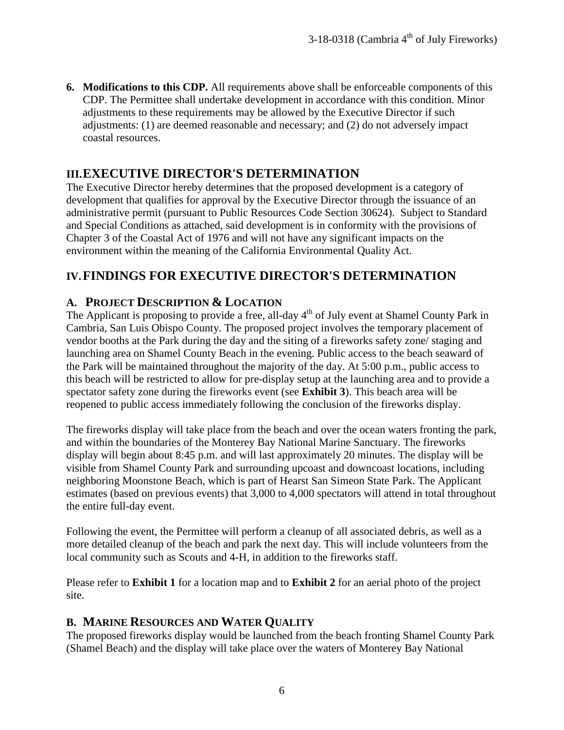**6. Modifications to this CDP.** All requirements above shall be enforceable components of this CDP. The Permittee shall undertake development in accordance with this condition. Minor adjustments to these requirements may be allowed by the Executive Director if such adjustments: (1) are deemed reasonable and necessary; and (2) do not adversely impact coastal resources.

## III. EXECUTIVE DIRECTOR'S DETERMINATION

The Executive Director hereby determines that the proposed development is a category of development that qualifies for approval by the Executive Director through the issuance of an administrative permit (pursuant to Public Resources Code Section 30624). Subject to Standard and Special Conditions as attached, said development is in conformity with the provisions of Chapter 3 of the Coastal Act of 1976 and will not have any significant impacts on the environment within the meaning of the California Environmental Quality Act.

## IV. FINDINGS FOR EXECUTIVE DIRECTOR'S DETERMINATION

### A. PROJECT DESCRIPTION & LOCATION

The Applicant is proposing to provide a free, all-day 4th of July event at Shamel County Park in Cambria, San Luis Obispo County. The proposed project involves the temporary placement of vendor booths at the Park during the day and the siting of a fireworks safety zone/ staging and launching area on Shamel County Beach in the evening. Public access to the beach seaward of the Park will be maintained throughout the majority of the day. At 5:00 p.m., public access to this beach will be restricted to allow for pre-display setup at the launching area and to provide a spectator safety zone during the fireworks event (see **Exhibit 3**). This beach area will be reopened to public access immediately following the conclusion of the fireworks display.

The fireworks display will take place from the beach and over the ocean waters fronting the park, and within the boundaries of the Monterey Bay National Marine Sanctuary. The fireworks display will begin about 8:45 p.m. and will last approximately 20 minutes. The display will be visible from Shamel County Park and surrounding upcoast and downcoast locations, including neighboring Moonstone Beach, which is part of Hearst San Simeon State Park. The Applicant estimates (based on previous events) that 3,000 to 4,000 spectators will attend in total throughout the entire full-day event.

Following the event, the Permittee will perform a cleanup of all associated debris, as well as a more detailed cleanup of the beach and park the next day. This will include volunteers from the local community such as Scouts and 4-H, in addition to the fireworks staff.

Please refer to **Exhibit 1** for a location map and to **Exhibit 2** for an aerial photo of the project site.

### B. MARINE RESOURCES AND WATER QUALITY

The proposed fireworks display would be launched from the beach fronting Shamel County Park (Shamel Beach) and the display will take place over the waters of Monterey Bay National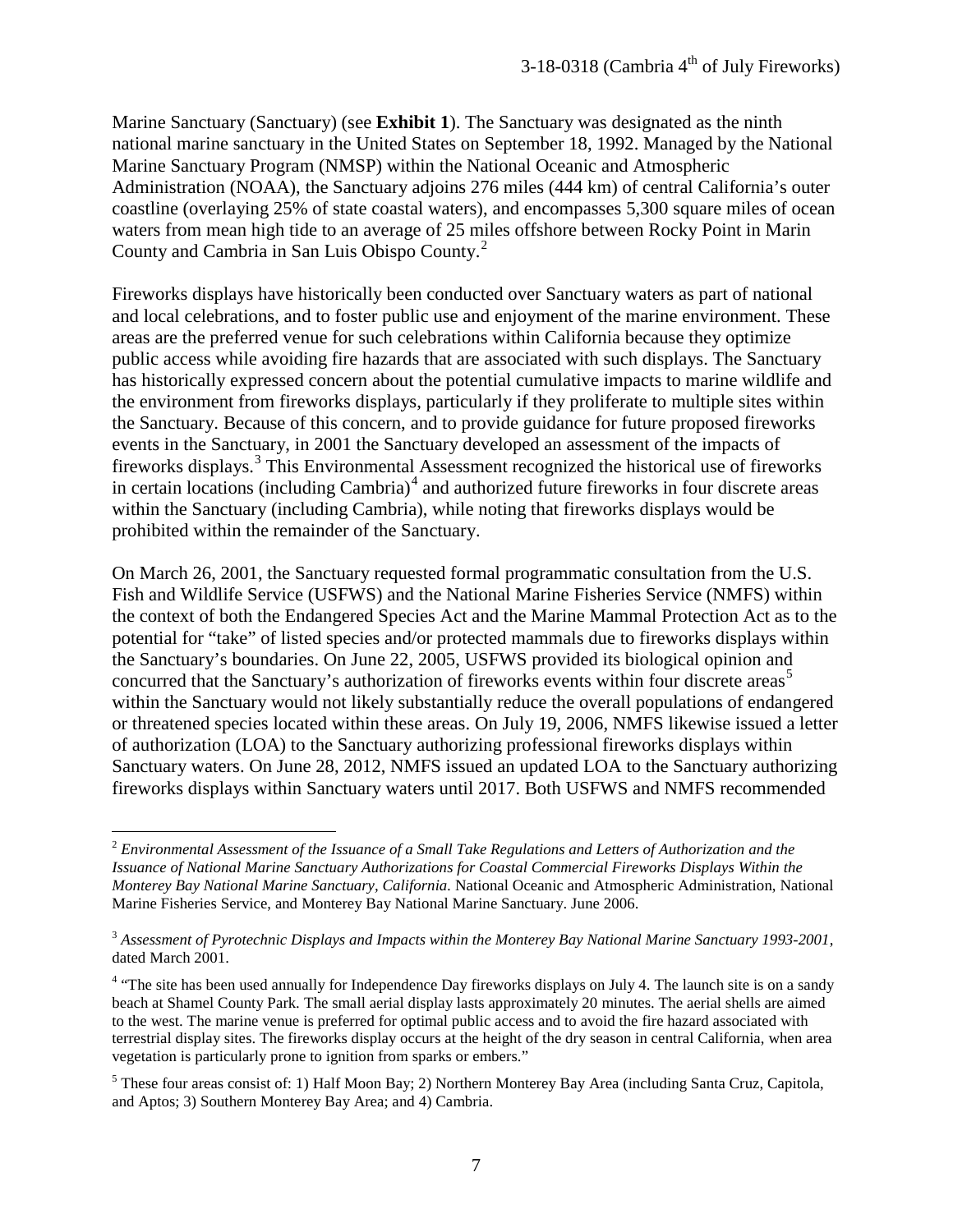Marine Sanctuary (Sanctuary) (see **Exhibit 1**). The Sanctuary was designated as the ninth national marine sanctuary in the United States on September 18, 1992. Managed by the National Marine Sanctuary Program (NMSP) within the National Oceanic and Atmospheric Administration (NOAA), the Sanctuary adjoins 276 miles (444 km) of central California's outer coastline (overlaying 25% of state coastal waters), and encompasses 5,300 square miles of ocean waters from mean high tide to an average of 25 miles offshore between Rocky Point in Marin County and Cambria in San Luis Obispo County.[2]

Fireworks displays have historically been conducted over Sanctuary waters as part of national and local celebrations, and to foster public use and enjoyment of the marine environment. These areas are the preferred venue for such celebrations within California because they optimize public access while avoiding fire hazards that are associated with such displays. The Sanctuary has historically expressed concern about the potential cumulative impacts to marine wildlife and the environment from fireworks displays, particularly if they proliferate to multiple sites within the Sanctuary. Because of this concern, and to provide guidance for future proposed fireworks events in the Sanctuary, in 2001 the Sanctuary developed an assessment of the impacts of fireworks displays.[3] This Environmental Assessment recognized the historical use of fireworks in certain locations (including Cambria)[4] and authorized future fireworks in four discrete areas within the Sanctuary (including Cambria), while noting that fireworks displays would be prohibited within the remainder of the Sanctuary.

On March 26, 2001, the Sanctuary requested formal programmatic consultation from the U.S. Fish and Wildlife Service (USFWS) and the National Marine Fisheries Service (NMFS) within the context of both the Endangered Species Act and the Marine Mammal Protection Act as to the potential for "take" of listed species and/or protected mammals due to fireworks displays within the Sanctuary's boundaries. On June 22, 2005, USFWS provided its biological opinion and concurred that the Sanctuary's authorization of fireworks events within four discrete areas[5] within the Sanctuary would not likely substantially reduce the overall populations of endangered or threatened species located within these areas. On July 19, 2006, NMFS likewise issued a letter of authorization (LOA) to the Sanctuary authorizing professional fireworks displays within Sanctuary waters. On June 28, 2012, NMFS issued an updated LOA to the Sanctuary authorizing fireworks displays within Sanctuary waters until 2017. Both USFWS and NMFS recommended

---

[2] *Environmental Assessment of the Issuance of a Small Take Regulations and Letters of Authorization and the Issuance of National Marine Sanctuary Authorizations for Coastal Commercial Fireworks Displays Within the Monterey Bay National Marine Sanctuary, California.* National Oceanic and Atmospheric Administration, National Marine Fisheries Service, and Monterey Bay National Marine Sanctuary. June 2006.

[3] *Assessment of Pyrotechnic Displays and Impacts within the Monterey Bay National Marine Sanctuary 1993-2001*, dated March 2001.

[4] "The site has been used annually for Independence Day fireworks displays on July 4. The launch site is on a sandy beach at Shamel County Park. The small aerial display lasts approximately 20 minutes. The aerial shells are aimed to the west. The marine venue is preferred for optimal public access and to avoid the fire hazard associated with terrestrial display sites. The fireworks display occurs at the height of the dry season in central California, when area vegetation is particularly prone to ignition from sparks or embers."

[5] These four areas consist of: 1) Half Moon Bay; 2) Northern Monterey Bay Area (including Santa Cruz, Capitola, and Aptos; 3) Southern Monterey Bay Area; and 4) Cambria.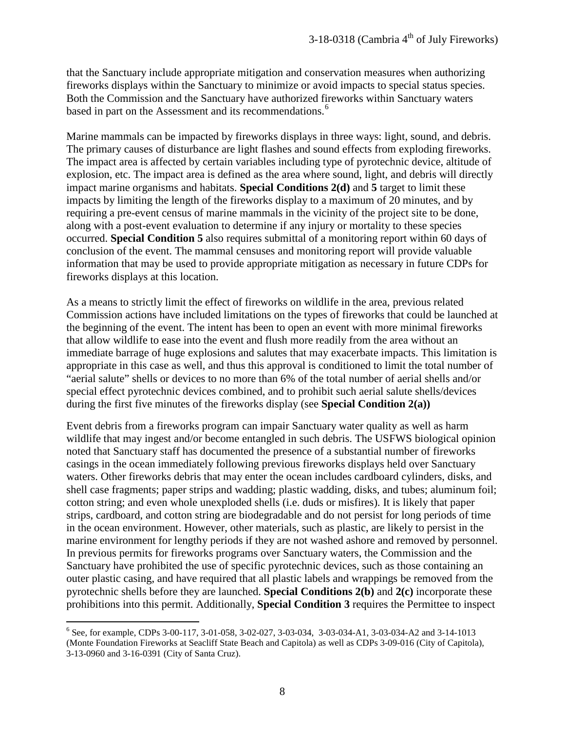that the Sanctuary include appropriate mitigation and conservation measures when authorizing fireworks displays within the Sanctuary to minimize or avoid impacts to special status species. Both the Commission and the Sanctuary have authorized fireworks within Sanctuary waters based in part on the Assessment and its recommendations.[6]

Marine mammals can be impacted by fireworks displays in three ways: light, sound, and debris. The primary causes of disturbance are light flashes and sound effects from exploding fireworks. The impact area is affected by certain variables including type of pyrotechnic device, altitude of explosion, etc. The impact area is defined as the area where sound, light, and debris will directly impact marine organisms and habitats. **Special Conditions 2(d)** and **5** target to limit these impacts by limiting the length of the fireworks display to a maximum of 20 minutes, and by requiring a pre-event census of marine mammals in the vicinity of the project site to be done, along with a post-event evaluation to determine if any injury or mortality to these species occurred. **Special Condition 5** also requires submittal of a monitoring report within 60 days of conclusion of the event. The mammal censuses and monitoring report will provide valuable information that may be used to provide appropriate mitigation as necessary in future CDPs for fireworks displays at this location.

As a means to strictly limit the effect of fireworks on wildlife in the area, previous related Commission actions have included limitations on the types of fireworks that could be launched at the beginning of the event. The intent has been to open an event with more minimal fireworks that allow wildlife to ease into the event and flush more readily from the area without an immediate barrage of huge explosions and salutes that may exacerbate impacts. This limitation is appropriate in this case as well, and thus this approval is conditioned to limit the total number of "aerial salute" shells or devices to no more than 6% of the total number of aerial shells and/or special effect pyrotechnic devices combined, and to prohibit such aerial salute shells/devices during the first five minutes of the fireworks display (see **Special Condition 2(a))**

Event debris from a fireworks program can impair Sanctuary water quality as well as harm wildlife that may ingest and/or become entangled in such debris. The USFWS biological opinion noted that Sanctuary staff has documented the presence of a substantial number of fireworks casings in the ocean immediately following previous fireworks displays held over Sanctuary waters. Other fireworks debris that may enter the ocean includes cardboard cylinders, disks, and shell case fragments; paper strips and wadding; plastic wadding, disks, and tubes; aluminum foil; cotton string; and even whole unexploded shells (i.e. duds or misfires). It is likely that paper strips, cardboard, and cotton string are biodegradable and do not persist for long periods of time in the ocean environment. However, other materials, such as plastic, are likely to persist in the marine environment for lengthy periods if they are not washed ashore and removed by personnel. In previous permits for fireworks programs over Sanctuary waters, the Commission and the Sanctuary have prohibited the use of specific pyrotechnic devices, such as those containing an outer plastic casing, and have required that all plastic labels and wrappings be removed from the pyrotechnic shells before they are launched. **Special Conditions 2(b)** and **2(c)** incorporate these prohibitions into this permit. Additionally, **Special Condition 3** requires the Permittee to inspect

---

[6] See, for example, CDPs 3-00-117, 3-01-058, 3-02-027, 3-03-034, 3-03-034-A1, 3-03-034-A2 and 3-14-1013 (Monte Foundation Fireworks at Seacliff State Beach and Capitola) as well as CDPs 3-09-016 (City of Capitola), 3-13-0960 and 3-16-0391 (City of Santa Cruz).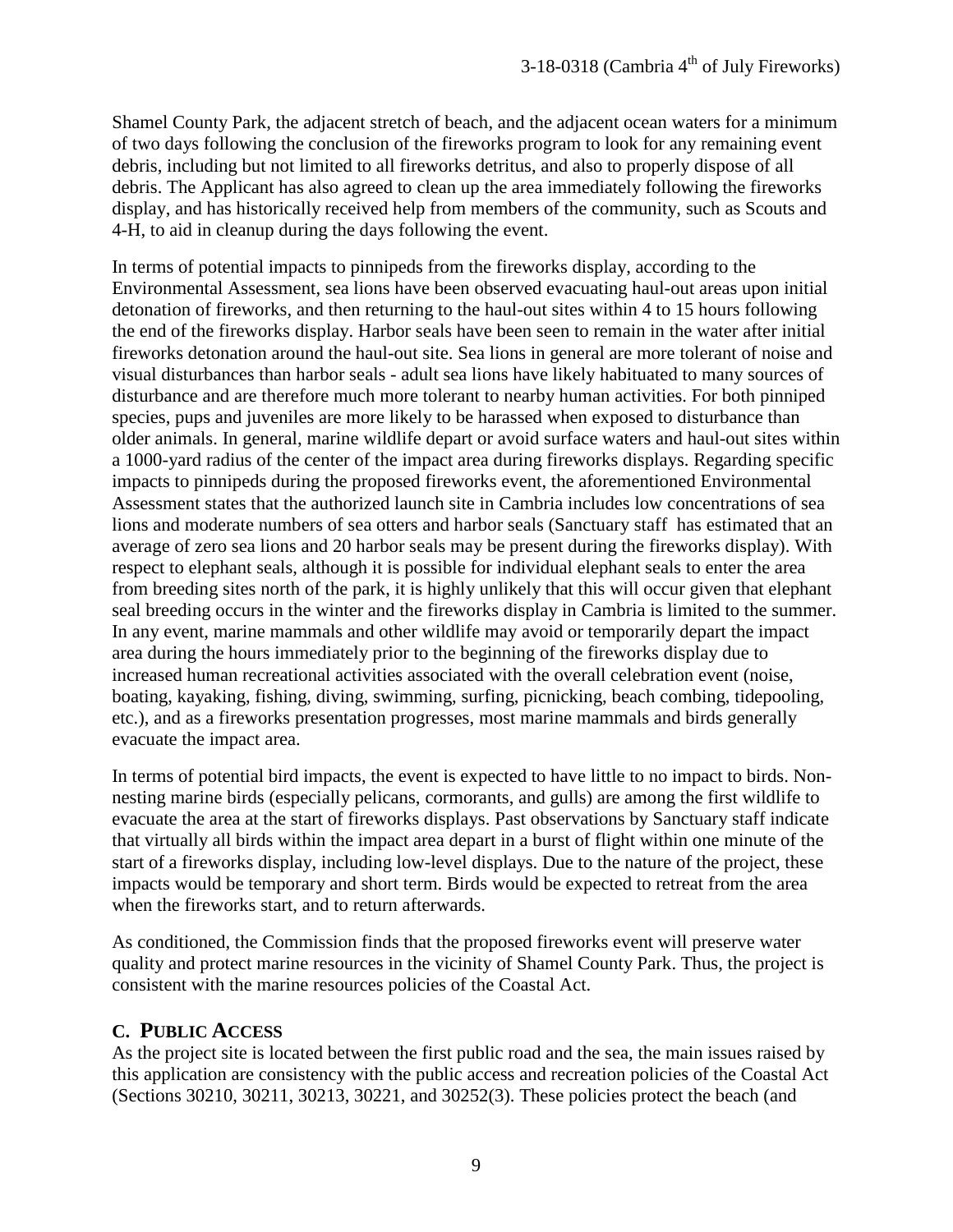Shamel County Park, the adjacent stretch of beach, and the adjacent ocean waters for a minimum of two days following the conclusion of the fireworks program to look for any remaining event debris, including but not limited to all fireworks detritus, and also to properly dispose of all debris. The Applicant has also agreed to clean up the area immediately following the fireworks display, and has historically received help from members of the community, such as Scouts and 4-H, to aid in cleanup during the days following the event.

In terms of potential impacts to pinnipeds from the fireworks display, according to the Environmental Assessment, sea lions have been observed evacuating haul-out areas upon initial detonation of fireworks, and then returning to the haul-out sites within 4 to 15 hours following the end of the fireworks display. Harbor seals have been seen to remain in the water after initial fireworks detonation around the haul-out site. Sea lions in general are more tolerant of noise and visual disturbances than harbor seals - adult sea lions have likely habituated to many sources of disturbance and are therefore much more tolerant to nearby human activities. For both pinniped species, pups and juveniles are more likely to be harassed when exposed to disturbance than older animals. In general, marine wildlife depart or avoid surface waters and haul-out sites within a 1000-yard radius of the center of the impact area during fireworks displays. Regarding specific impacts to pinnipeds during the proposed fireworks event, the aforementioned Environmental Assessment states that the authorized launch site in Cambria includes low concentrations of sea lions and moderate numbers of sea otters and harbor seals (Sanctuary staff has estimated that an average of zero sea lions and 20 harbor seals may be present during the fireworks display). With respect to elephant seals, although it is possible for individual elephant seals to enter the area from breeding sites north of the park, it is highly unlikely that this will occur given that elephant seal breeding occurs in the winter and the fireworks display in Cambria is limited to the summer. In any event, marine mammals and other wildlife may avoid or temporarily depart the impact area during the hours immediately prior to the beginning of the fireworks display due to increased human recreational activities associated with the overall celebration event (noise, boating, kayaking, fishing, diving, swimming, surfing, picnicking, beach combing, tidepooling, etc.), and as a fireworks presentation progresses, most marine mammals and birds generally evacuate the impact area.

In terms of potential bird impacts, the event is expected to have little to no impact to birds. Non-nesting marine birds (especially pelicans, cormorants, and gulls) are among the first wildlife to evacuate the area at the start of fireworks displays. Past observations by Sanctuary staff indicate that virtually all birds within the impact area depart in a burst of flight within one minute of the start of a fireworks display, including low-level displays. Due to the nature of the project, these impacts would be temporary and short term. Birds would be expected to retreat from the area when the fireworks start, and to return afterwards.

As conditioned, the Commission finds that the proposed fireworks event will preserve water quality and protect marine resources in the vicinity of Shamel County Park. Thus, the project is consistent with the marine resources policies of the Coastal Act.

## C. PUBLIC ACCESS

As the project site is located between the first public road and the sea, the main issues raised by this application are consistency with the public access and recreation policies of the Coastal Act (Sections 30210, 30211, 30213, 30221, and 30252(3). These policies protect the beach (and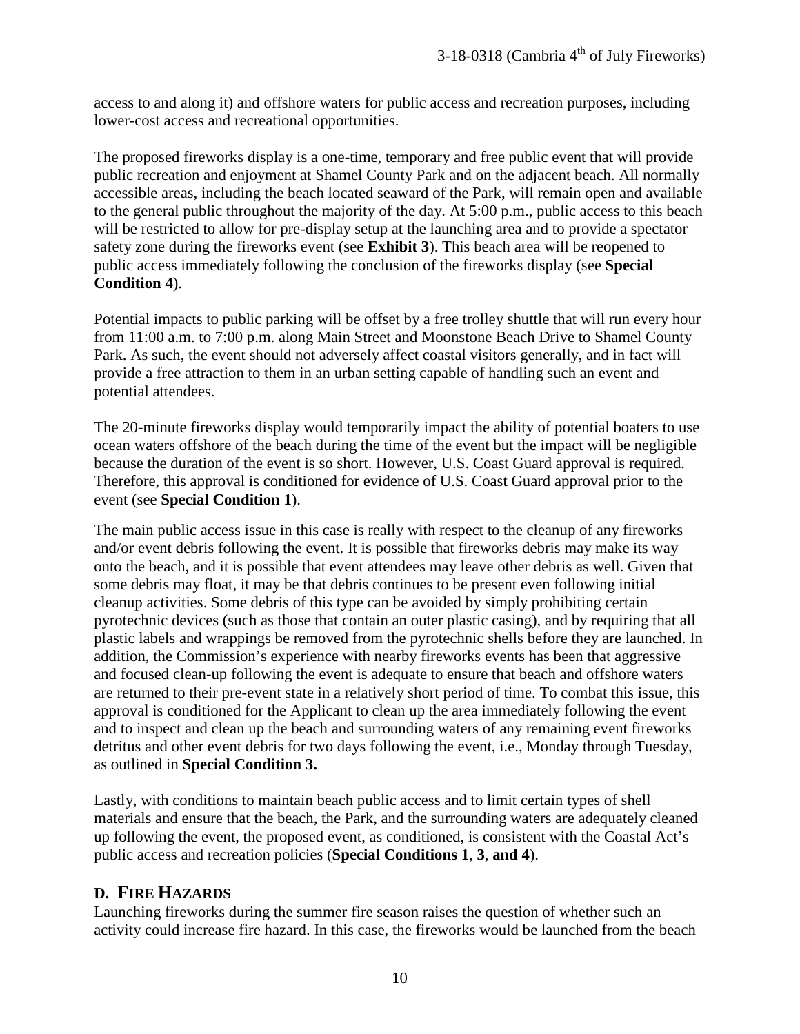access to and along it) and offshore waters for public access and recreation purposes, including lower-cost access and recreational opportunities.

The proposed fireworks display is a one-time, temporary and free public event that will provide public recreation and enjoyment at Shamel County Park and on the adjacent beach. All normally accessible areas, including the beach located seaward of the Park, will remain open and available to the general public throughout the majority of the day. At 5:00 p.m., public access to this beach will be restricted to allow for pre-display setup at the launching area and to provide a spectator safety zone during the fireworks event (see **Exhibit 3**). This beach area will be reopened to public access immediately following the conclusion of the fireworks display (see **Special Condition 4**).

Potential impacts to public parking will be offset by a free trolley shuttle that will run every hour from 11:00 a.m. to 7:00 p.m. along Main Street and Moonstone Beach Drive to Shamel County Park. As such, the event should not adversely affect coastal visitors generally, and in fact will provide a free attraction to them in an urban setting capable of handling such an event and potential attendees.

The 20-minute fireworks display would temporarily impact the ability of potential boaters to use ocean waters offshore of the beach during the time of the event but the impact will be negligible because the duration of the event is so short. However, U.S. Coast Guard approval is required. Therefore, this approval is conditioned for evidence of U.S. Coast Guard approval prior to the event (see **Special Condition 1**).

The main public access issue in this case is really with respect to the cleanup of any fireworks and/or event debris following the event. It is possible that fireworks debris may make its way onto the beach, and it is possible that event attendees may leave other debris as well. Given that some debris may float, it may be that debris continues to be present even following initial cleanup activities. Some debris of this type can be avoided by simply prohibiting certain pyrotechnic devices (such as those that contain an outer plastic casing), and by requiring that all plastic labels and wrappings be removed from the pyrotechnic shells before they are launched. In addition, the Commission's experience with nearby fireworks events has been that aggressive and focused clean-up following the event is adequate to ensure that beach and offshore waters are returned to their pre-event state in a relatively short period of time. To combat this issue, this approval is conditioned for the Applicant to clean up the area immediately following the event and to inspect and clean up the beach and surrounding waters of any remaining event fireworks detritus and other event debris for two days following the event, i.e., Monday through Tuesday, as outlined in **Special Condition 3.**

Lastly, with conditions to maintain beach public access and to limit certain types of shell materials and ensure that the beach, the Park, and the surrounding waters are adequately cleaned up following the event, the proposed event, as conditioned, is consistent with the Coastal Act's public access and recreation policies (**Special Conditions 1**, **3**, **and 4**).

## D. FIRE HAZARDS

Launching fireworks during the summer fire season raises the question of whether such an activity could increase fire hazard. In this case, the fireworks would be launched from the beach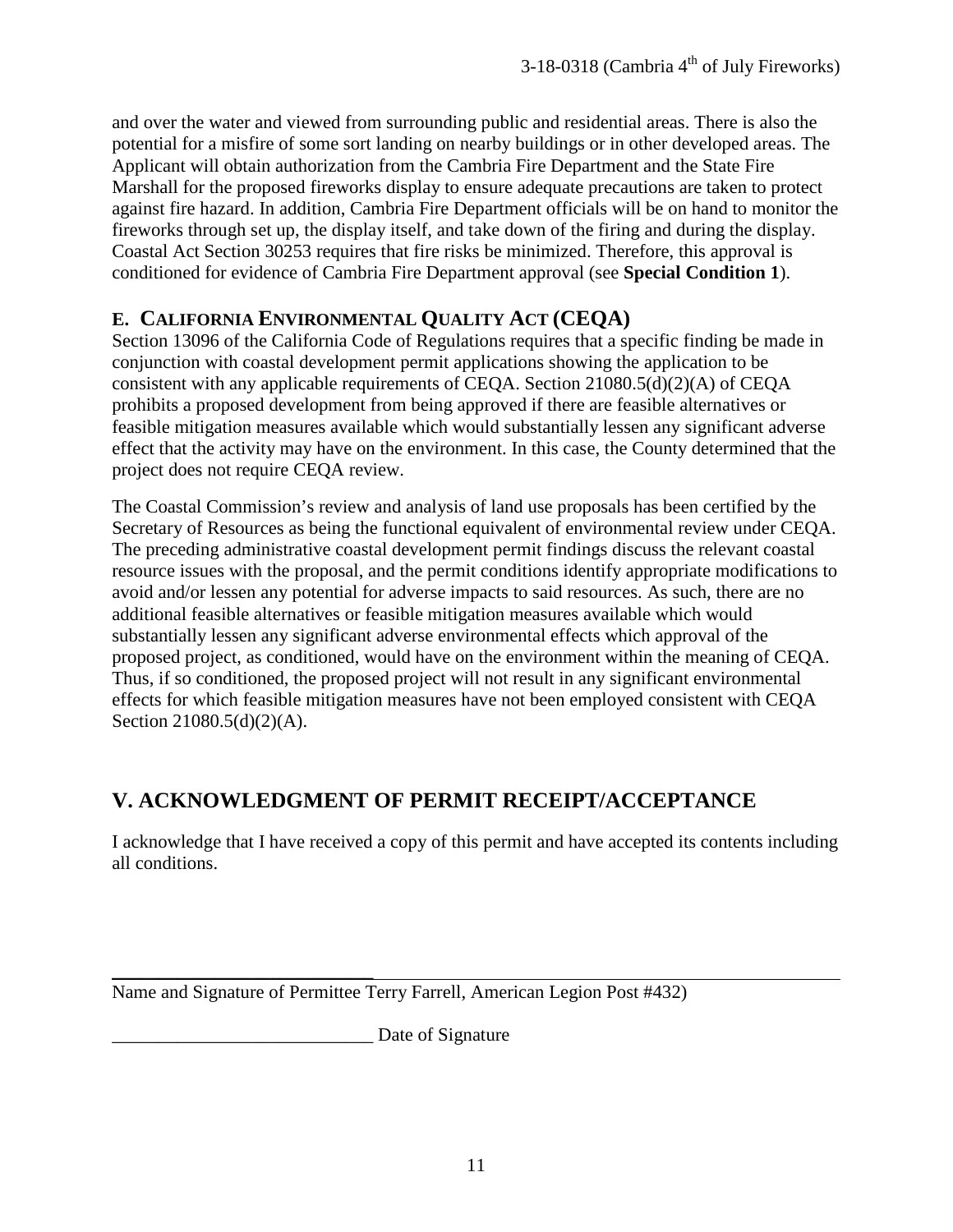and over the water and viewed from surrounding public and residential areas. There is also the potential for a misfire of some sort landing on nearby buildings or in other developed areas. The Applicant will obtain authorization from the Cambria Fire Department and the State Fire Marshall for the proposed fireworks display to ensure adequate precautions are taken to protect against fire hazard. In addition, Cambria Fire Department officials will be on hand to monitor the fireworks through set up, the display itself, and take down of the firing and during the display. Coastal Act Section 30253 requires that fire risks be minimized. Therefore, this approval is conditioned for evidence of Cambria Fire Department approval (see **Special Condition 1**).

### E. California Environmental Quality Act (CEQA)

Section 13096 of the California Code of Regulations requires that a specific finding be made in conjunction with coastal development permit applications showing the application to be consistent with any applicable requirements of CEQA. Section 21080.5(d)(2)(A) of CEQA prohibits a proposed development from being approved if there are feasible alternatives or feasible mitigation measures available which would substantially lessen any significant adverse effect that the activity may have on the environment. In this case, the County determined that the project does not require CEQA review.

The Coastal Commission's review and analysis of land use proposals has been certified by the Secretary of Resources as being the functional equivalent of environmental review under CEQA. The preceding administrative coastal development permit findings discuss the relevant coastal resource issues with the proposal, and the permit conditions identify appropriate modifications to avoid and/or lessen any potential for adverse impacts to said resources. As such, there are no additional feasible alternatives or feasible mitigation measures available which would substantially lessen any significant adverse environmental effects which approval of the proposed project, as conditioned, would have on the environment within the meaning of CEQA. Thus, if so conditioned, the proposed project will not result in any significant environmental effects for which feasible mitigation measures have not been employed consistent with CEQA Section 21080.5(d)(2)(A).

## V. ACKNOWLEDGMENT OF PERMIT RECEIPT/ACCEPTANCE

I acknowledge that I have received a copy of this permit and have accepted its contents including all conditions.

____________________________

Name and Signature of Permittee Terry Farrell, American Legion Post #432)

____________________________ Date of Signature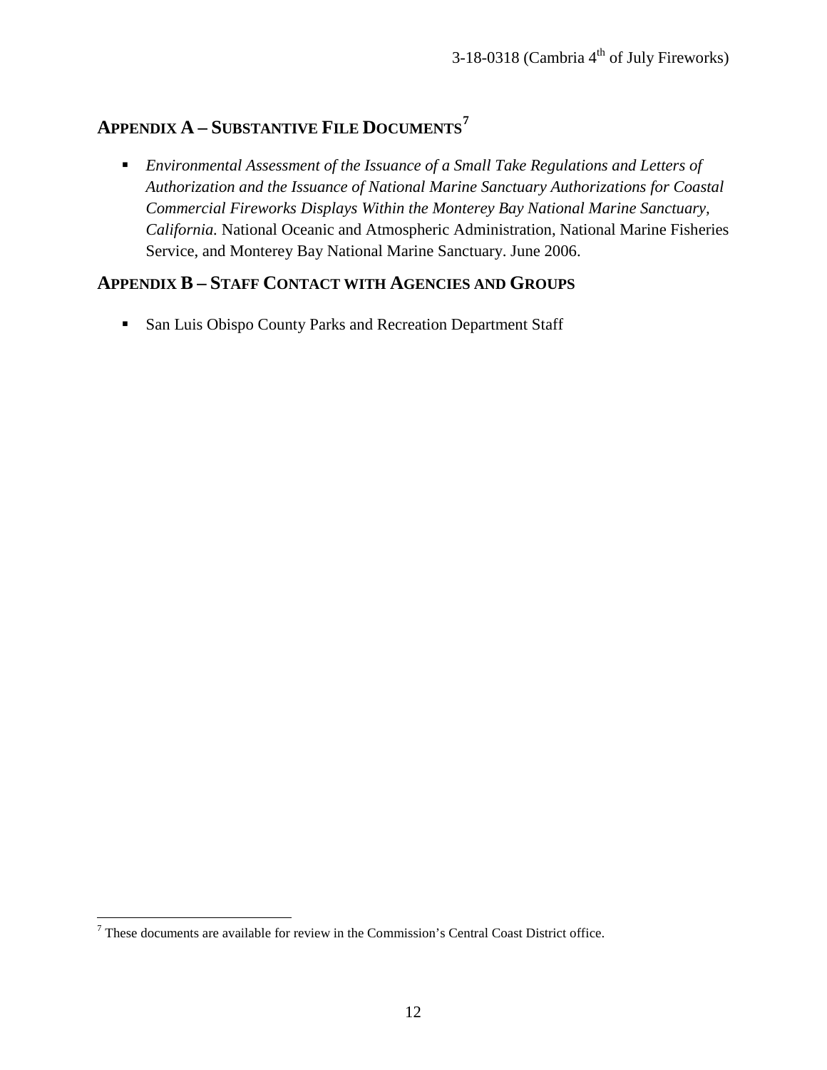## APPENDIX A – SUBSTANTIVE FILE DOCUMENTS[7]

- *Environmental Assessment of the Issuance of a Small Take Regulations and Letters of Authorization and the Issuance of National Marine Sanctuary Authorizations for Coastal Commercial Fireworks Displays Within the Monterey Bay National Marine Sanctuary, California.* National Oceanic and Atmospheric Administration, National Marine Fisheries Service, and Monterey Bay National Marine Sanctuary. June 2006.

## APPENDIX B – STAFF CONTACT WITH AGENCIES AND GROUPS

- San Luis Obispo County Parks and Recreation Department Staff

---

[7] These documents are available for review in the Commission's Central Coast District office.